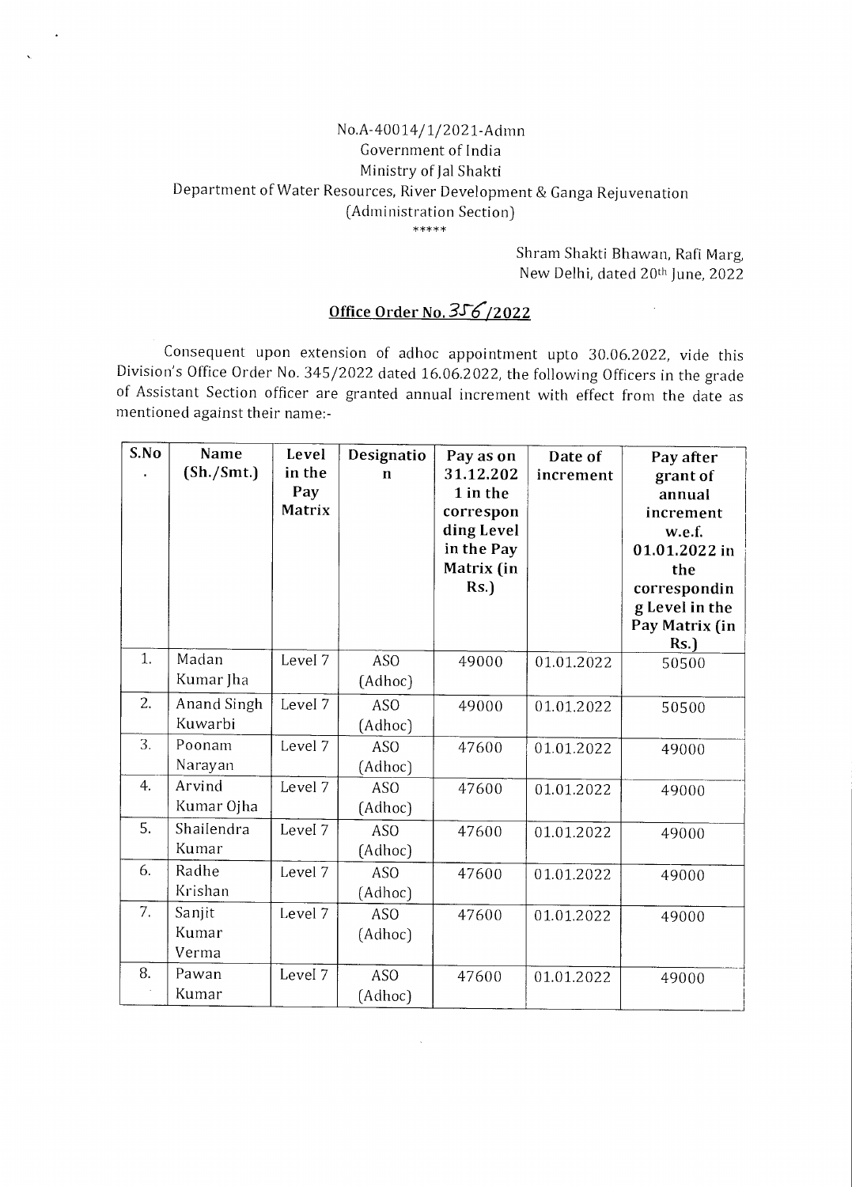No.A-40014/1/2021-Admn
Government of India
Ministry of Jal Shakti
Department of Water Resources, River Development & Ganga Rejuvenation
(Administration Section)

\*\*\*\*\*

Shram Shakti Bhawan, Rafi Marg,
New Delhi, dated 20th June, 2022

## Office Order No. 356/2022

Consequent upon extension of adhoc appointment upto 30.06.2022, vide this Division's Office Order No. 345/2022 dated 16.06.2022, the following Officers in the grade of Assistant Section officer are granted annual increment with effect from the date as mentioned against their name:-

| S.No. | Name (Sh./Smt.) | Level in the Pay Matrix | Designation | Pay as on 31.12.2021 in the corresponding Level in the Pay Matrix (in Rs.) | Date of increment | Pay after grant of annual increment w.e.f. 01.01.2022 in the corresponding Level in the Pay Matrix (in Rs.) |
|---|---|---|---|---|---|---|
| 1. | Madan Kumar Jha | Level 7 | ASO (Adhoc) | 49000 | 01.01.2022 | 50500 |
| 2. | Anand Singh Kuwarbi | Level 7 | ASO (Adhoc) | 49000 | 01.01.2022 | 50500 |
| 3. | Poonam Narayan | Level 7 | ASO (Adhoc) | 47600 | 01.01.2022 | 49000 |
| 4. | Arvind Kumar Ojha | Level 7 | ASO (Adhoc) | 47600 | 01.01.2022 | 49000 |
| 5. | Shailendra Kumar | Level 7 | ASO (Adhoc) | 47600 | 01.01.2022 | 49000 |
| 6. | Radhe Krishan | Level 7 | ASO (Adhoc) | 47600 | 01.01.2022 | 49000 |
| 7. | Sanjit Kumar Verma | Level 7 | ASO (Adhoc) | 47600 | 01.01.2022 | 49000 |
| 8. | Pawan Kumar | Level 7 | ASO (Adhoc) | 47600 | 01.01.2022 | 49000 |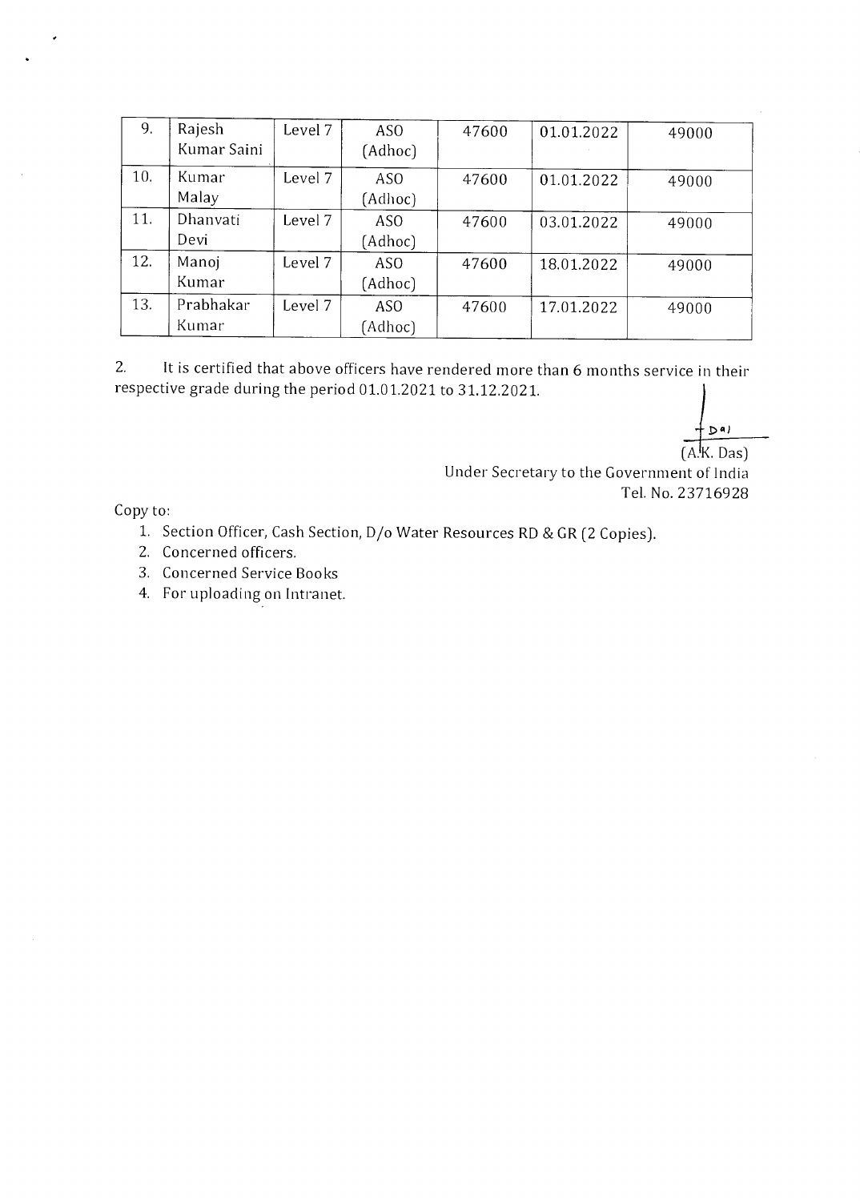| | | | | | | |
|---|---|---|---|---|---|---|
| 9. | Rajesh Kumar Saini | Level 7 | ASO (Adhoc) | 47600 | 01.01.2022 | 49000 |
| 10. | Kumar Malay | Level 7 | ASO (Adhoc) | 47600 | 01.01.2022 | 49000 |
| 11. | Dhanvati Devi | Level 7 | ASO (Adhoc) | 47600 | 03.01.2022 | 49000 |
| 12. | Manoj Kumar | Level 7 | ASO (Adhoc) | 47600 | 18.01.2022 | 49000 |
| 13. | Prabhakar Kumar | Level 7 | ASO (Adhoc) | 47600 | 17.01.2022 | 49000 |

2. It is certified that above officers have rendered more than 6 months service in their respective grade during the period 01.01.2021 to 31.12.2021.

(A.K. Das)
Under Secretary to the Government of India
Tel. No. 23716928

Copy to:

1. Section Officer, Cash Section, D/o Water Resources RD & GR (2 Copies).
2. Concerned officers.
3. Concerned Service Books
4. For uploading on Intranet.